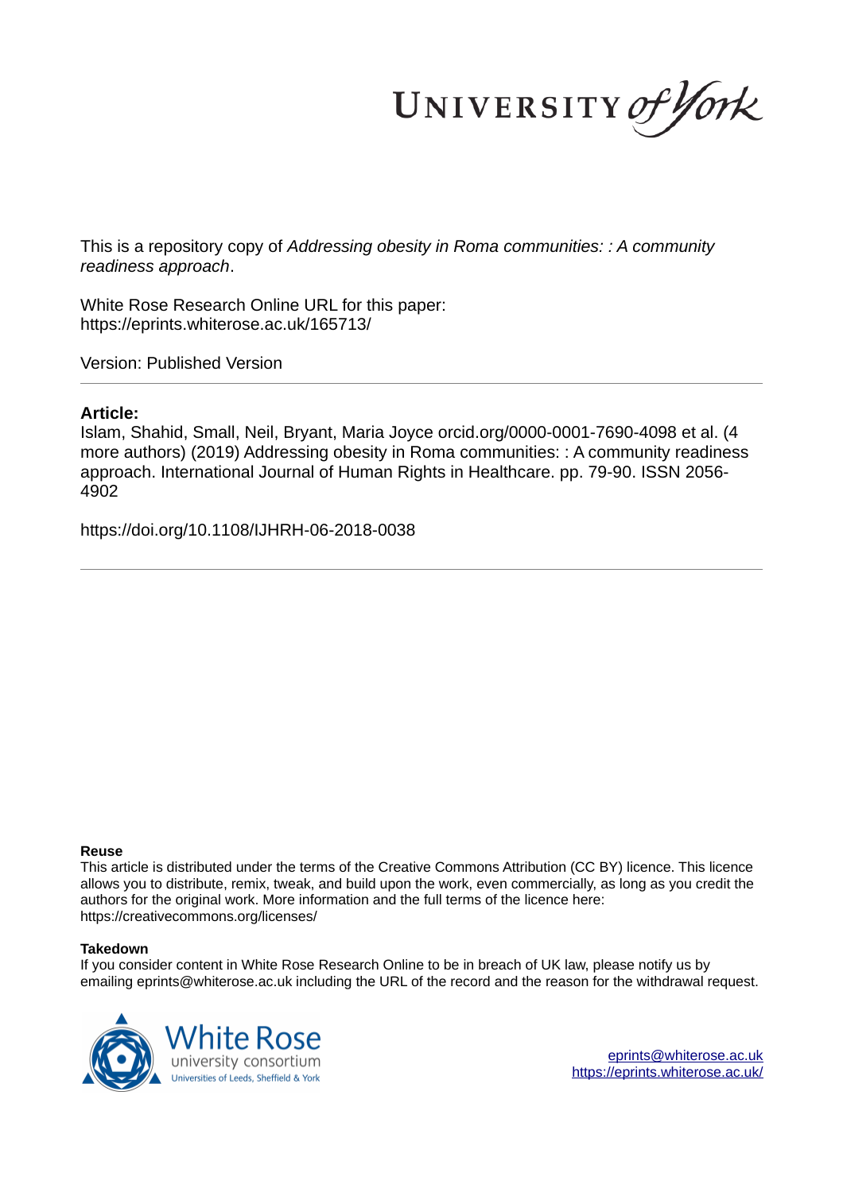UNIVERSITY of York

This is a repository copy of *Addressing obesity in Roma communities: : A community readiness approach*.

White Rose Research Online URL for this paper:
https://eprints.whiterose.ac.uk/165713/

Version: Published Version

## Article:

Islam, Shahid, Small, Neil, Bryant, Maria Joyce orcid.org/0000-0001-7690-4098 et al. (4 more authors) (2019) Addressing obesity in Roma communities: : A community readiness approach. International Journal of Human Rights in Healthcare. pp. 79-90. ISSN 2056-4902

https://doi.org/10.1108/IJHRH-06-2018-0038

**Reuse**

This article is distributed under the terms of the Creative Commons Attribution (CC BY) licence. This licence allows you to distribute, remix, tweak, and build upon the work, even commercially, as long as you credit the authors for the original work. More information and the full terms of the licence here: https://creativecommons.org/licenses/

**Takedown**

If you consider content in White Rose Research Online to be in breach of UK law, please notify us by emailing eprints@whiterose.ac.uk including the URL of the record and the reason for the withdrawal request.

White Rose university consortium
Universities of Leeds, Sheffield & York

eprints@whiterose.ac.uk
https://eprints.whiterose.ac.uk/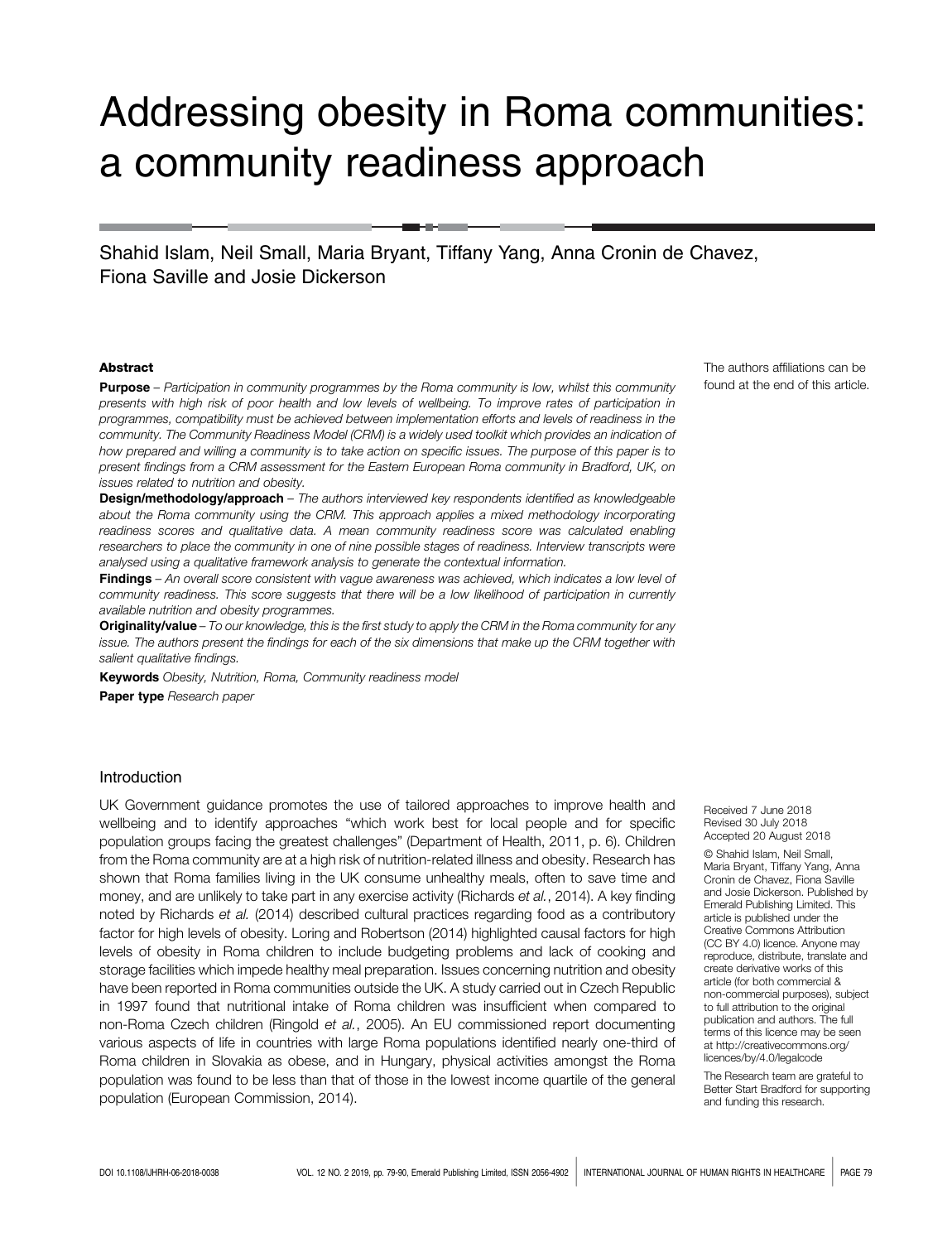# Addressing obesity in Roma communities: a community readiness approach

Shahid Islam, Neil Small, Maria Bryant, Tiffany Yang, Anna Cronin de Chavez, Fiona Saville and Josie Dickerson

The authors affiliations can be found at the end of this article.

## Abstract

**Purpose** – *Participation in community programmes by the Roma community is low, whilst this community presents with high risk of poor health and low levels of wellbeing. To improve rates of participation in programmes, compatibility must be achieved between implementation efforts and levels of readiness in the community. The Community Readiness Model (CRM) is a widely used toolkit which provides an indication of how prepared and willing a community is to take action on specific issues. The purpose of this paper is to present findings from a CRM assessment for the Eastern European Roma community in Bradford, UK, on issues related to nutrition and obesity.*

**Design/methodology/approach** – *The authors interviewed key respondents identified as knowledgeable about the Roma community using the CRM. This approach applies a mixed methodology incorporating readiness scores and qualitative data. A mean community readiness score was calculated enabling researchers to place the community in one of nine possible stages of readiness. Interview transcripts were analysed using a qualitative framework analysis to generate the contextual information.*

**Findings** – *An overall score consistent with vague awareness was achieved, which indicates a low level of community readiness. This score suggests that there will be a low likelihood of participation in currently available nutrition and obesity programmes.*

**Originality/value** – *To our knowledge, this is the first study to apply the CRM in the Roma community for any issue. The authors present the findings for each of the six dimensions that make up the CRM together with salient qualitative findings.*

**Keywords** *Obesity, Nutrition, Roma, Community readiness model*

**Paper type** *Research paper*

## Introduction

UK Government guidance promotes the use of tailored approaches to improve health and wellbeing and to identify approaches "which work best for local people and for specific population groups facing the greatest challenges" (Department of Health, 2011, p. 6). Children from the Roma community are at a high risk of nutrition-related illness and obesity. Research has shown that Roma families living in the UK consume unhealthy meals, often to save time and money, and are unlikely to take part in any exercise activity (Richards *et al.*, 2014). A key finding noted by Richards *et al.* (2014) described cultural practices regarding food as a contributory factor for high levels of obesity. Loring and Robertson (2014) highlighted causal factors for high levels of obesity in Roma children to include budgeting problems and lack of cooking and storage facilities which impede healthy meal preparation. Issues concerning nutrition and obesity have been reported in Roma communities outside the UK. A study carried out in Czech Republic in 1997 found that nutritional intake of Roma children was insufficient when compared to non-Roma Czech children (Ringold *et al.*, 2005). An EU commissioned report documenting various aspects of life in countries with large Roma populations identified nearly one-third of Roma children in Slovakia as obese, and in Hungary, physical activities amongst the Roma population was found to be less than that of those in the lowest income quartile of the general population (European Commission, 2014).

Received 7 June 2018
Revised 30 July 2018
Accepted 20 August 2018

© Shahid Islam, Neil Small, Maria Bryant, Tiffany Yang, Anna Cronin de Chavez, Fiona Saville and Josie Dickerson. Published by Emerald Publishing Limited. This article is published under the Creative Commons Attribution (CC BY 4.0) licence. Anyone may reproduce, distribute, translate and create derivative works of this article (for both commercial & non-commercial purposes), subject to full attribution to the original publication and authors. The full terms of this licence may be seen at http://creativecommons.org/licences/by/4.0/legalcode

The Research team are grateful to Better Start Bradford for supporting and funding this research.

DOI 10.1108/IJHRH-06-2018-0038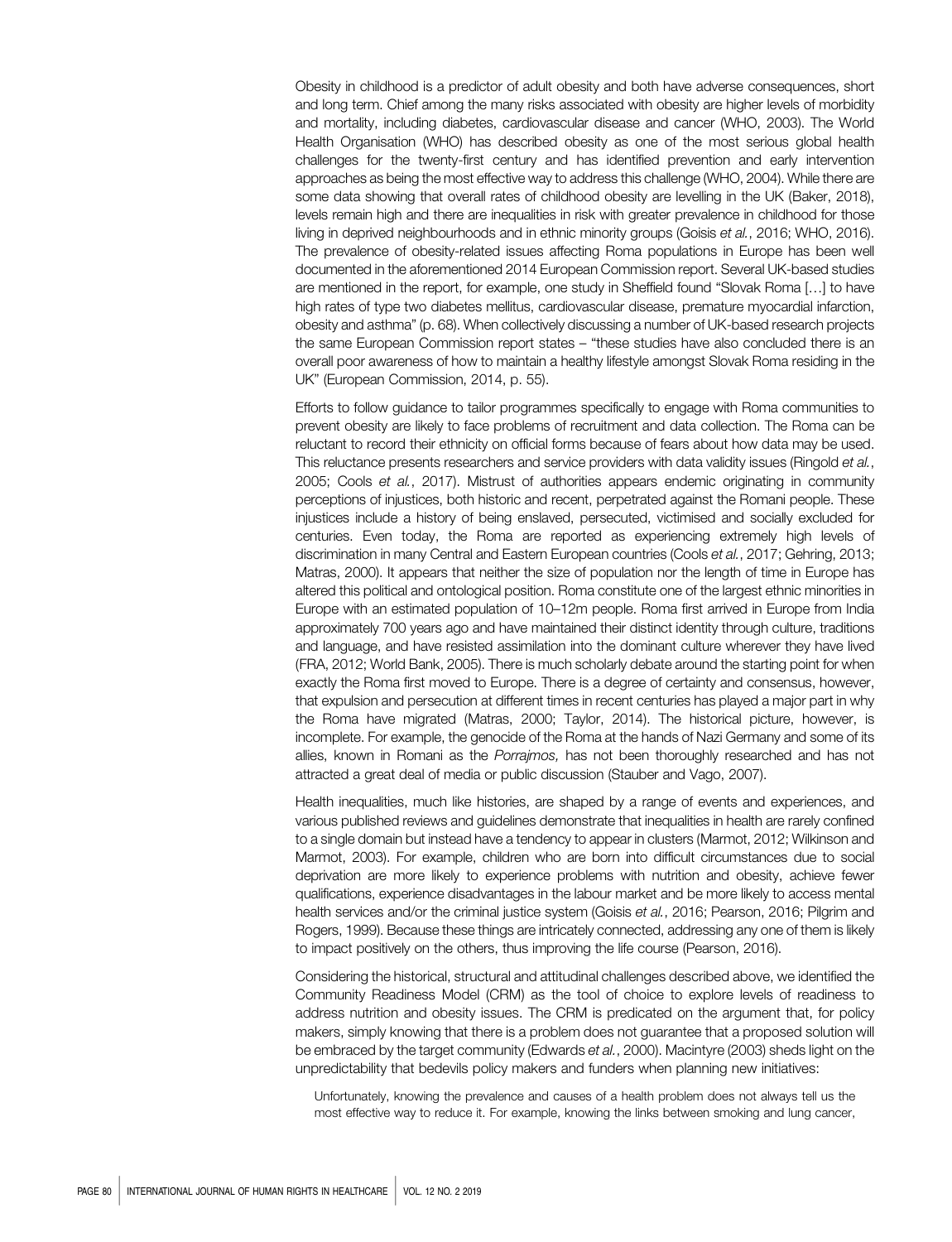Obesity in childhood is a predictor of adult obesity and both have adverse consequences, short and long term. Chief among the many risks associated with obesity are higher levels of morbidity and mortality, including diabetes, cardiovascular disease and cancer (WHO, 2003). The World Health Organisation (WHO) has described obesity as one of the most serious global health challenges for the twenty-first century and has identified prevention and early intervention approaches as being the most effective way to address this challenge (WHO, 2004). While there are some data showing that overall rates of childhood obesity are levelling in the UK (Baker, 2018), levels remain high and there are inequalities in risk with greater prevalence in childhood for those living in deprived neighbourhoods and in ethnic minority groups (Goisis *et al.*, 2016; WHO, 2016). The prevalence of obesity-related issues affecting Roma populations in Europe has been well documented in the aforementioned 2014 European Commission report. Several UK-based studies are mentioned in the report, for example, one study in Sheffield found "Slovak Roma […] to have high rates of type two diabetes mellitus, cardiovascular disease, premature myocardial infarction, obesity and asthma" (p. 68). When collectively discussing a number of UK-based research projects the same European Commission report states – "these studies have also concluded there is an overall poor awareness of how to maintain a healthy lifestyle amongst Slovak Roma residing in the UK" (European Commission, 2014, p. 55).

Efforts to follow guidance to tailor programmes specifically to engage with Roma communities to prevent obesity are likely to face problems of recruitment and data collection. The Roma can be reluctant to record their ethnicity on official forms because of fears about how data may be used. This reluctance presents researchers and service providers with data validity issues (Ringold *et al.*, 2005; Cools *et al.*, 2017). Mistrust of authorities appears endemic originating in community perceptions of injustices, both historic and recent, perpetrated against the Romani people. These injustices include a history of being enslaved, persecuted, victimised and socially excluded for centuries. Even today, the Roma are reported as experiencing extremely high levels of discrimination in many Central and Eastern European countries (Cools *et al.*, 2017; Gehring, 2013; Matras, 2000). It appears that neither the size of population nor the length of time in Europe has altered this political and ontological position. Roma constitute one of the largest ethnic minorities in Europe with an estimated population of 10–12m people. Roma first arrived in Europe from India approximately 700 years ago and have maintained their distinct identity through culture, traditions and language, and have resisted assimilation into the dominant culture wherever they have lived (FRA, 2012; World Bank, 2005). There is much scholarly debate around the starting point for when exactly the Roma first moved to Europe. There is a degree of certainty and consensus, however, that expulsion and persecution at different times in recent centuries has played a major part in why the Roma have migrated (Matras, 2000; Taylor, 2014). The historical picture, however, is incomplete. For example, the genocide of the Roma at the hands of Nazi Germany and some of its allies, known in Romani as the *Porrajmos,* has not been thoroughly researched and has not attracted a great deal of media or public discussion (Stauber and Vago, 2007).

Health inequalities, much like histories, are shaped by a range of events and experiences, and various published reviews and guidelines demonstrate that inequalities in health are rarely confined to a single domain but instead have a tendency to appear in clusters (Marmot, 2012; Wilkinson and Marmot, 2003). For example, children who are born into difficult circumstances due to social deprivation are more likely to experience problems with nutrition and obesity, achieve fewer qualifications, experience disadvantages in the labour market and be more likely to access mental health services and/or the criminal justice system (Goisis *et al.*, 2016; Pearson, 2016; Pilgrim and Rogers, 1999). Because these things are intricately connected, addressing any one of them is likely to impact positively on the others, thus improving the life course (Pearson, 2016).

Considering the historical, structural and attitudinal challenges described above, we identified the Community Readiness Model (CRM) as the tool of choice to explore levels of readiness to address nutrition and obesity issues. The CRM is predicated on the argument that, for policy makers, simply knowing that there is a problem does not guarantee that a proposed solution will be embraced by the target community (Edwards *et al.*, 2000). Macintyre (2003) sheds light on the unpredictability that bedevils policy makers and funders when planning new initiatives:

> Unfortunately, knowing the prevalence and causes of a health problem does not always tell us the most effective way to reduce it. For example, knowing the links between smoking and lung cancer,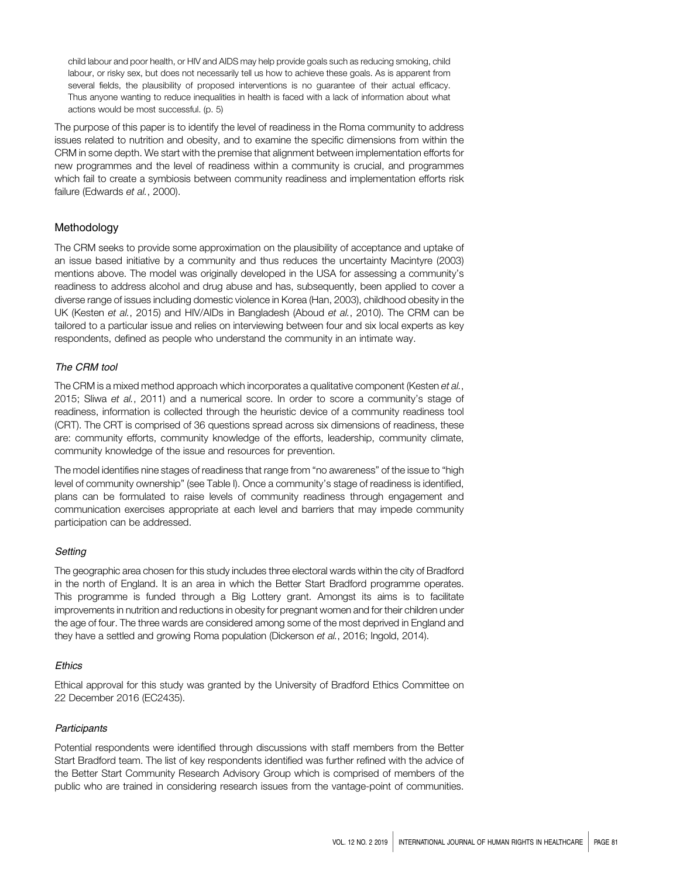> child labour and poor health, or HIV and AIDS may help provide goals such as reducing smoking, child labour, or risky sex, but does not necessarily tell us how to achieve these goals. As is apparent from several fields, the plausibility of proposed interventions is no guarantee of their actual efficacy. Thus anyone wanting to reduce inequalities in health is faced with a lack of information about what actions would be most successful. (p. 5)

The purpose of this paper is to identify the level of readiness in the Roma community to address issues related to nutrition and obesity, and to examine the specific dimensions from within the CRM in some depth. We start with the premise that alignment between implementation efforts for new programmes and the level of readiness within a community is crucial, and programmes which fail to create a symbiosis between community readiness and implementation efforts risk failure (Edwards *et al.*, 2000).

## Methodology

The CRM seeks to provide some approximation on the plausibility of acceptance and uptake of an issue based initiative by a community and thus reduces the uncertainty Macintyre (2003) mentions above. The model was originally developed in the USA for assessing a community's readiness to address alcohol and drug abuse and has, subsequently, been applied to cover a diverse range of issues including domestic violence in Korea (Han, 2003), childhood obesity in the UK (Kesten *et al.*, 2015) and HIV/AIDs in Bangladesh (Aboud *et al.*, 2010). The CRM can be tailored to a particular issue and relies on interviewing between four and six local experts as key respondents, defined as people who understand the community in an intimate way.

### *The CRM tool*

The CRM is a mixed method approach which incorporates a qualitative component (Kesten *et al.*, 2015; Sliwa *et al.*, 2011) and a numerical score. In order to score a community's stage of readiness, information is collected through the heuristic device of a community readiness tool (CRT). The CRT is comprised of 36 questions spread across six dimensions of readiness, these are: community efforts, community knowledge of the efforts, leadership, community climate, community knowledge of the issue and resources for prevention.

The model identifies nine stages of readiness that range from "no awareness" of the issue to "high level of community ownership" (see Table I). Once a community's stage of readiness is identified, plans can be formulated to raise levels of community readiness through engagement and communication exercises appropriate at each level and barriers that may impede community participation can be addressed.

### *Setting*

The geographic area chosen for this study includes three electoral wards within the city of Bradford in the north of England. It is an area in which the Better Start Bradford programme operates. This programme is funded through a Big Lottery grant. Amongst its aims is to facilitate improvements in nutrition and reductions in obesity for pregnant women and for their children under the age of four. The three wards are considered among some of the most deprived in England and they have a settled and growing Roma population (Dickerson *et al.*, 2016; Ingold, 2014).

### *Ethics*

Ethical approval for this study was granted by the University of Bradford Ethics Committee on 22 December 2016 (EC2435).

### *Participants*

Potential respondents were identified through discussions with staff members from the Better Start Bradford team. The list of key respondents identified was further refined with the advice of the Better Start Community Research Advisory Group which is comprised of members of the public who are trained in considering research issues from the vantage-point of communities.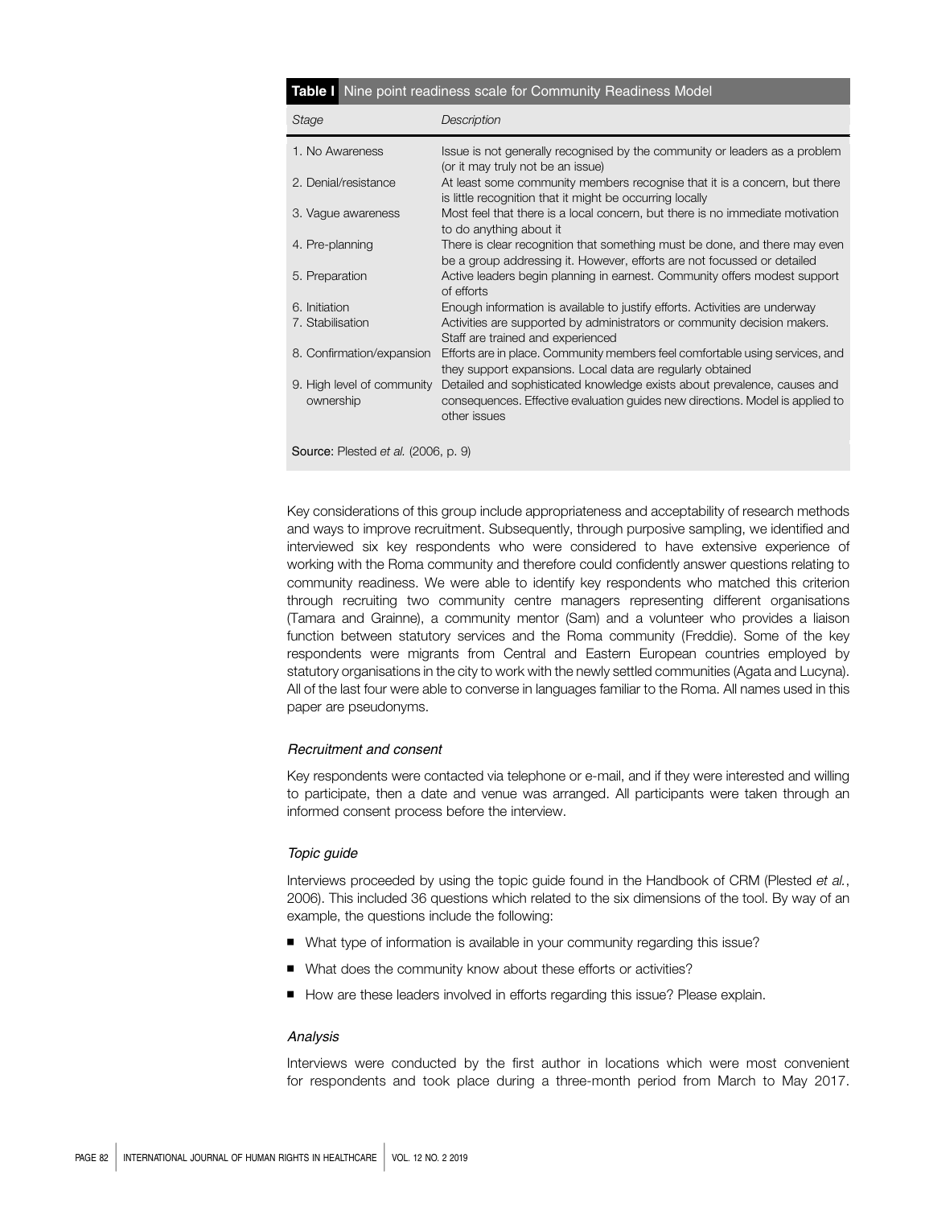**Table I** Nine point readiness scale for Community Readiness Model

| *Stage* | *Description* |
|---|---|
| 1. No Awareness | Issue is not generally recognised by the community or leaders as a problem (or it may truly not be an issue) |
| 2. Denial/resistance | At least some community members recognise that it is a concern, but there is little recognition that it might be occurring locally |
| 3. Vague awareness | Most feel that there is a local concern, but there is no immediate motivation to do anything about it |
| 4. Pre-planning | There is clear recognition that something must be done, and there may even be a group addressing it. However, efforts are not focussed or detailed |
| 5. Preparation | Active leaders begin planning in earnest. Community offers modest support of efforts |
| 6. Initiation | Enough information is available to justify efforts. Activities are underway |
| 7. Stabilisation | Activities are supported by administrators or community decision makers. Staff are trained and experienced |
| 8. Confirmation/expansion | Efforts are in place. Community members feel comfortable using services, and they support expansions. Local data are regularly obtained |
| 9. High level of community ownership | Detailed and sophisticated knowledge exists about prevalence, causes and consequences. Effective evaluation guides new directions. Model is applied to other issues |

**Source:** Plested *et al.* (2006, p. 9)

Key considerations of this group include appropriateness and acceptability of research methods and ways to improve recruitment. Subsequently, through purposive sampling, we identified and interviewed six key respondents who were considered to have extensive experience of working with the Roma community and therefore could confidently answer questions relating to community readiness. We were able to identify key respondents who matched this criterion through recruiting two community centre managers representing different organisations (Tamara and Grainne), a community mentor (Sam) and a volunteer who provides a liaison function between statutory services and the Roma community (Freddie). Some of the key respondents were migrants from Central and Eastern European countries employed by statutory organisations in the city to work with the newly settled communities (Agata and Lucyna). All of the last four were able to converse in languages familiar to the Roma. All names used in this paper are pseudonyms.

### *Recruitment and consent*

Key respondents were contacted via telephone or e-mail, and if they were interested and willing to participate, then a date and venue was arranged. All participants were taken through an informed consent process before the interview.

### *Topic guide*

Interviews proceeded by using the topic guide found in the Handbook of CRM (Plested *et al.*, 2006). This included 36 questions which related to the six dimensions of the tool. By way of an example, the questions include the following:

- What type of information is available in your community regarding this issue?
- What does the community know about these efforts or activities?
- How are these leaders involved in efforts regarding this issue? Please explain.

### *Analysis*

Interviews were conducted by the first author in locations which were most convenient for respondents and took place during a three-month period from March to May 2017.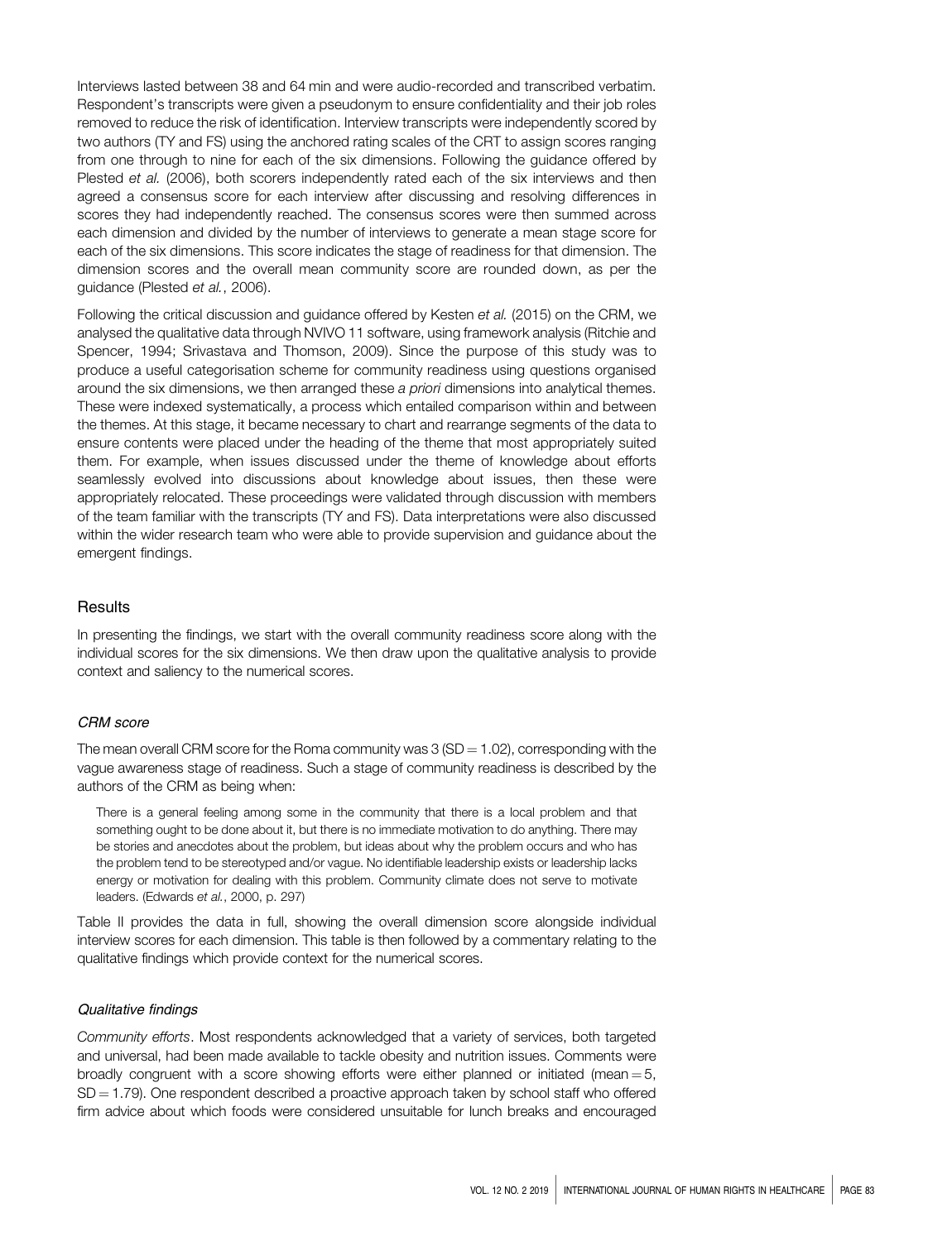Interviews lasted between 38 and 64 min and were audio-recorded and transcribed verbatim. Respondent's transcripts were given a pseudonym to ensure confidentiality and their job roles removed to reduce the risk of identification. Interview transcripts were independently scored by two authors (TY and FS) using the anchored rating scales of the CRT to assign scores ranging from one through to nine for each of the six dimensions. Following the guidance offered by Plested *et al.* (2006), both scorers independently rated each of the six interviews and then agreed a consensus score for each interview after discussing and resolving differences in scores they had independently reached. The consensus scores were then summed across each dimension and divided by the number of interviews to generate a mean stage score for each of the six dimensions. This score indicates the stage of readiness for that dimension. The dimension scores and the overall mean community score are rounded down, as per the guidance (Plested *et al.*, 2006).

Following the critical discussion and guidance offered by Kesten *et al.* (2015) on the CRM, we analysed the qualitative data through NVIVO 11 software, using framework analysis (Ritchie and Spencer, 1994; Srivastava and Thomson, 2009). Since the purpose of this study was to produce a useful categorisation scheme for community readiness using questions organised around the six dimensions, we then arranged these *a priori* dimensions into analytical themes. These were indexed systematically, a process which entailed comparison within and between the themes. At this stage, it became necessary to chart and rearrange segments of the data to ensure contents were placed under the heading of the theme that most appropriately suited them. For example, when issues discussed under the theme of knowledge about efforts seamlessly evolved into discussions about knowledge about issues, then these were appropriately relocated. These proceedings were validated through discussion with members of the team familiar with the transcripts (TY and FS). Data interpretations were also discussed within the wider research team who were able to provide supervision and guidance about the emergent findings.

## Results

In presenting the findings, we start with the overall community readiness score along with the individual scores for the six dimensions. We then draw upon the qualitative analysis to provide context and saliency to the numerical scores.

### *CRM score*

The mean overall CRM score for the Roma community was 3 ($SD = 1.02$), corresponding with the vague awareness stage of readiness. Such a stage of community readiness is described by the authors of the CRM as being when:

> There is a general feeling among some in the community that there is a local problem and that something ought to be done about it, but there is no immediate motivation to do anything. There may be stories and anecdotes about the problem, but ideas about why the problem occurs and who has the problem tend to be stereotyped and/or vague. No identifiable leadership exists or leadership lacks energy or motivation for dealing with this problem. Community climate does not serve to motivate leaders. (Edwards *et al.*, 2000, p. 297)

Table II provides the data in full, showing the overall dimension score alongside individual interview scores for each dimension. This table is then followed by a commentary relating to the qualitative findings which provide context for the numerical scores.

### *Qualitative findings*

*Community efforts*. Most respondents acknowledged that a variety of services, both targeted and universal, had been made available to tackle obesity and nutrition issues. Comments were broadly congruent with a score showing efforts were either planned or initiated ($mean = 5$, $SD = 1.79$). One respondent described a proactive approach taken by school staff who offered firm advice about which foods were considered unsuitable for lunch breaks and encouraged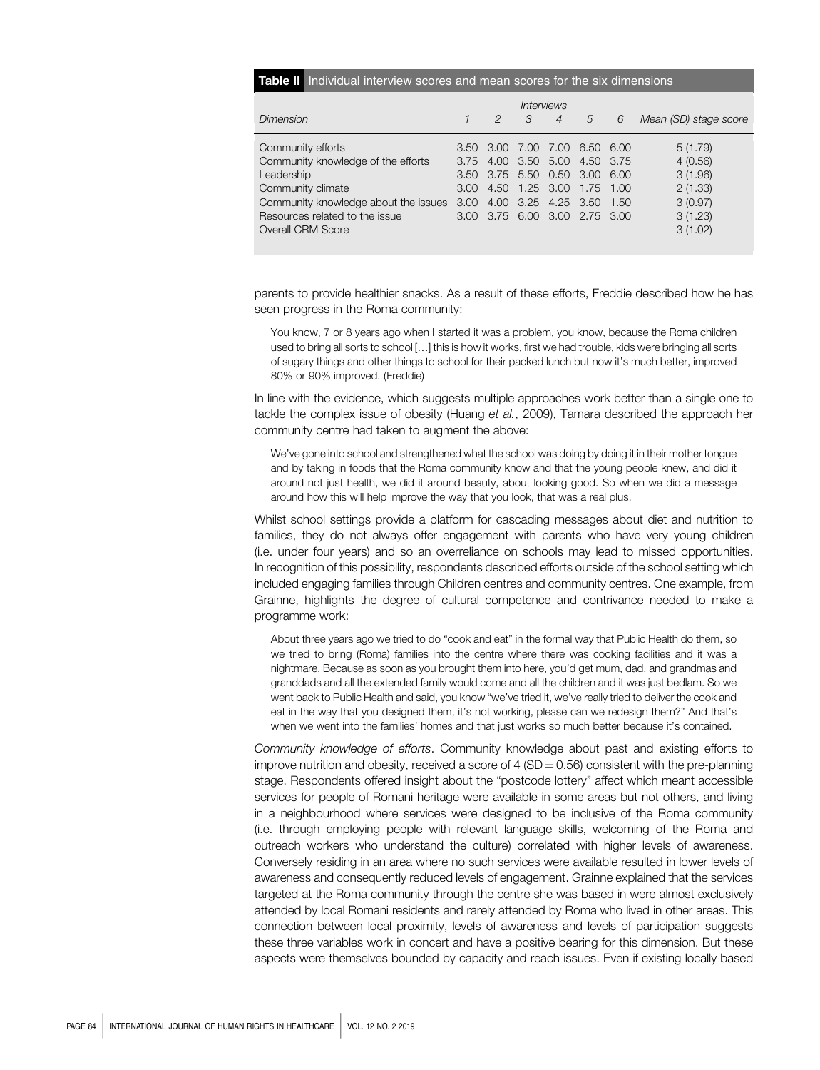**Table II** Individual interview scores and mean scores for the six dimensions

| Dimension | Interviews | | | | | | Mean (SD) stage score |
|---|---|---|---|---|---|---|---|
| | 1 | 2 | 3 | 4 | 5 | 6 | |
| Community efforts | 3.50 | 3.00 | 7.00 | 7.00 | 6.50 | 6.00 | 5 (1.79) |
| Community knowledge of the efforts | 3.75 | 4.00 | 3.50 | 5.00 | 4.50 | 3.75 | 4 (0.56) |
| Leadership | 3.50 | 3.75 | 5.50 | 0.50 | 3.00 | 6.00 | 3 (1.96) |
| Community climate | 3.00 | 4.50 | 1.25 | 3.00 | 1.75 | 1.00 | 2 (1.33) |
| Community knowledge about the issues | 3.00 | 4.00 | 3.25 | 4.25 | 3.50 | 1.50 | 3 (0.97) |
| Resources related to the issue | 3.00 | 3.75 | 6.00 | 3.00 | 2.75 | 3.00 | 3 (1.23) |
| Overall CRM Score | | | | | | | 3 (1.02) |

parents to provide healthier snacks. As a result of these efforts, Freddie described how he has seen progress in the Roma community:

> You know, 7 or 8 years ago when I started it was a problem, you know, because the Roma children used to bring all sorts to school […] this is how it works, first we had trouble, kids were bringing all sorts of sugary things and other things to school for their packed lunch but now it's much better, improved 80% or 90% improved. (Freddie)

In line with the evidence, which suggests multiple approaches work better than a single one to tackle the complex issue of obesity (Huang *et al.*, 2009), Tamara described the approach her community centre had taken to augment the above:

> We've gone into school and strengthened what the school was doing by doing it in their mother tongue and by taking in foods that the Roma community know and that the young people knew, and did it around not just health, we did it around beauty, about looking good. So when we did a message around how this will help improve the way that you look, that was a real plus.

Whilst school settings provide a platform for cascading messages about diet and nutrition to families, they do not always offer engagement with parents who have very young children (i.e. under four years) and so an overreliance on schools may lead to missed opportunities. In recognition of this possibility, respondents described efforts outside of the school setting which included engaging families through Children centres and community centres. One example, from Grainne, highlights the degree of cultural competence and contrivance needed to make a programme work:

> About three years ago we tried to do "cook and eat" in the formal way that Public Health do them, so we tried to bring (Roma) families into the centre where there was cooking facilities and it was a nightmare. Because as soon as you brought them into here, you'd get mum, dad, and grandmas and granddads and all the extended family would come and all the children and it was just bedlam. So we went back to Public Health and said, you know "we've tried it, we've really tried to deliver the cook and eat in the way that you designed them, it's not working, please can we redesign them?" And that's when we went into the families' homes and that just works so much better because it's contained.

*Community knowledge of efforts*. Community knowledge about past and existing efforts to improve nutrition and obesity, received a score of 4 (SD = 0.56) consistent with the pre-planning stage. Respondents offered insight about the "postcode lottery" affect which meant accessible services for people of Romani heritage were available in some areas but not others, and living in a neighbourhood where services were designed to be inclusive of the Roma community (i.e. through employing people with relevant language skills, welcoming of the Roma and outreach workers who understand the culture) correlated with higher levels of awareness. Conversely residing in an area where no such services were available resulted in lower levels of awareness and consequently reduced levels of engagement. Grainne explained that the services targeted at the Roma community through the centre she was based in were almost exclusively attended by local Romani residents and rarely attended by Roma who lived in other areas. This connection between local proximity, levels of awareness and levels of participation suggests these three variables work in concert and have a positive bearing for this dimension. But these aspects were themselves bounded by capacity and reach issues. Even if existing locally based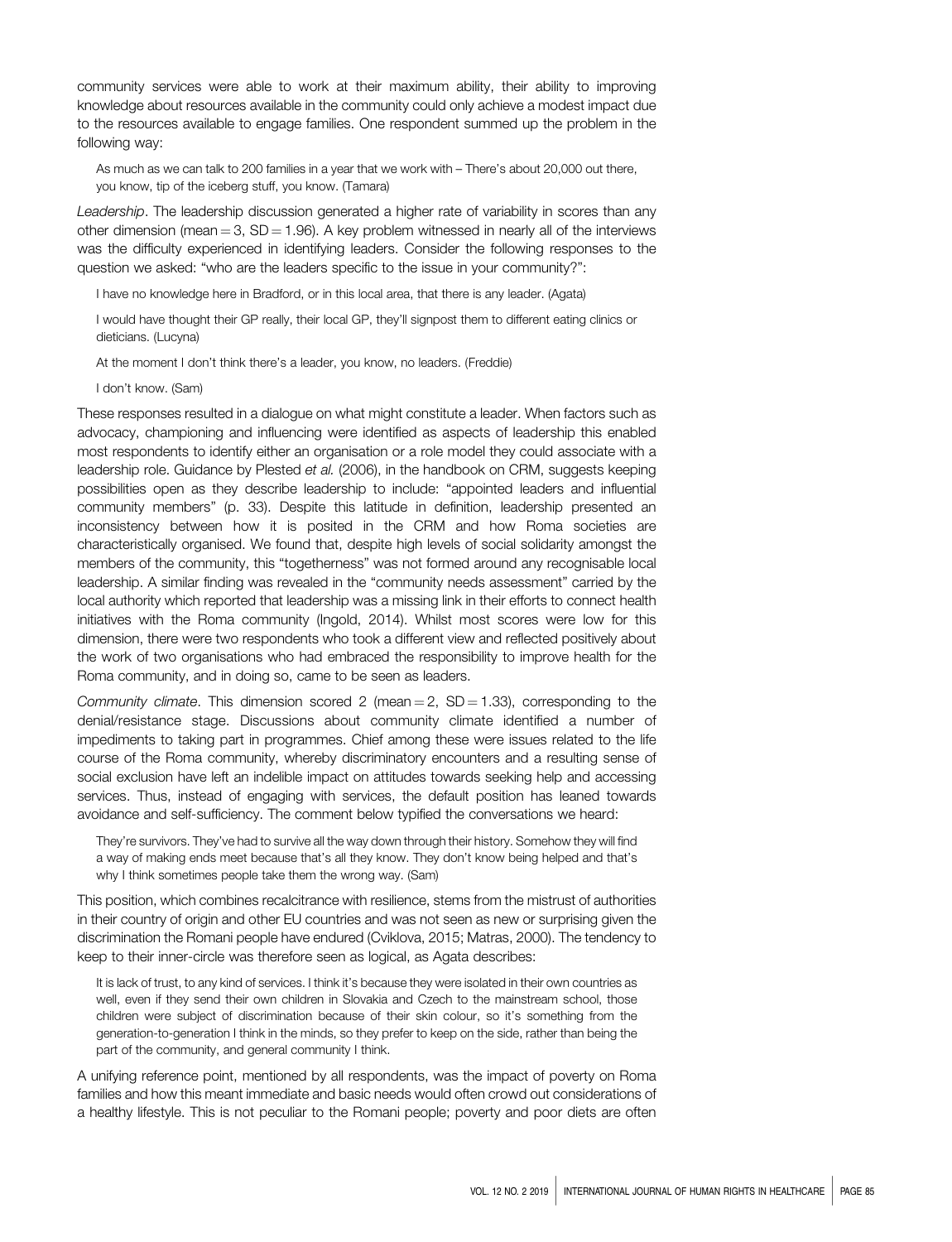community services were able to work at their maximum ability, their ability to improving knowledge about resources available in the community could only achieve a modest impact due to the resources available to engage families. One respondent summed up the problem in the following way:

> As much as we can talk to 200 families in a year that we work with – There's about 20,000 out there, you know, tip of the iceberg stuff, you know. (Tamara)

*Leadership*. The leadership discussion generated a higher rate of variability in scores than any other dimension (mean = 3, SD = 1.96). A key problem witnessed in nearly all of the interviews was the difficulty experienced in identifying leaders. Consider the following responses to the question we asked: "who are the leaders specific to the issue in your community?":

> I have no knowledge here in Bradford, or in this local area, that there is any leader. (Agata)

> I would have thought their GP really, their local GP, they'll signpost them to different eating clinics or dieticians. (Lucyna)

> At the moment I don't think there's a leader, you know, no leaders. (Freddie)

> I don't know. (Sam)

These responses resulted in a dialogue on what might constitute a leader. When factors such as advocacy, championing and influencing were identified as aspects of leadership this enabled most respondents to identify either an organisation or a role model they could associate with a leadership role. Guidance by Plested *et al.* (2006), in the handbook on CRM, suggests keeping possibilities open as they describe leadership to include: "appointed leaders and influential community members" (p. 33). Despite this latitude in definition, leadership presented an inconsistency between how it is posited in the CRM and how Roma societies are characteristically organised. We found that, despite high levels of social solidarity amongst the members of the community, this "togetherness" was not formed around any recognisable local leadership. A similar finding was revealed in the "community needs assessment" carried by the local authority which reported that leadership was a missing link in their efforts to connect health initiatives with the Roma community (Ingold, 2014). Whilst most scores were low for this dimension, there were two respondents who took a different view and reflected positively about the work of two organisations who had embraced the responsibility to improve health for the Roma community, and in doing so, came to be seen as leaders.

*Community climate*. This dimension scored 2 (mean = 2, SD = 1.33), corresponding to the denial/resistance stage. Discussions about community climate identified a number of impediments to taking part in programmes. Chief among these were issues related to the life course of the Roma community, whereby discriminatory encounters and a resulting sense of social exclusion have left an indelible impact on attitudes towards seeking help and accessing services. Thus, instead of engaging with services, the default position has leaned towards avoidance and self-sufficiency. The comment below typified the conversations we heard:

> They're survivors. They've had to survive all the way down through their history. Somehow they will find a way of making ends meet because that's all they know. They don't know being helped and that's why I think sometimes people take them the wrong way. (Sam)

This position, which combines recalcitrance with resilience, stems from the mistrust of authorities in their country of origin and other EU countries and was not seen as new or surprising given the discrimination the Romani people have endured (Cviklova, 2015; Matras, 2000). The tendency to keep to their inner-circle was therefore seen as logical, as Agata describes:

> It is lack of trust, to any kind of services. I think it's because they were isolated in their own countries as well, even if they send their own children in Slovakia and Czech to the mainstream school, those children were subject of discrimination because of their skin colour, so it's something from the generation-to-generation I think in the minds, so they prefer to keep on the side, rather than being the part of the community, and general community I think.

A unifying reference point, mentioned by all respondents, was the impact of poverty on Roma families and how this meant immediate and basic needs would often crowd out considerations of a healthy lifestyle. This is not peculiar to the Romani people; poverty and poor diets are often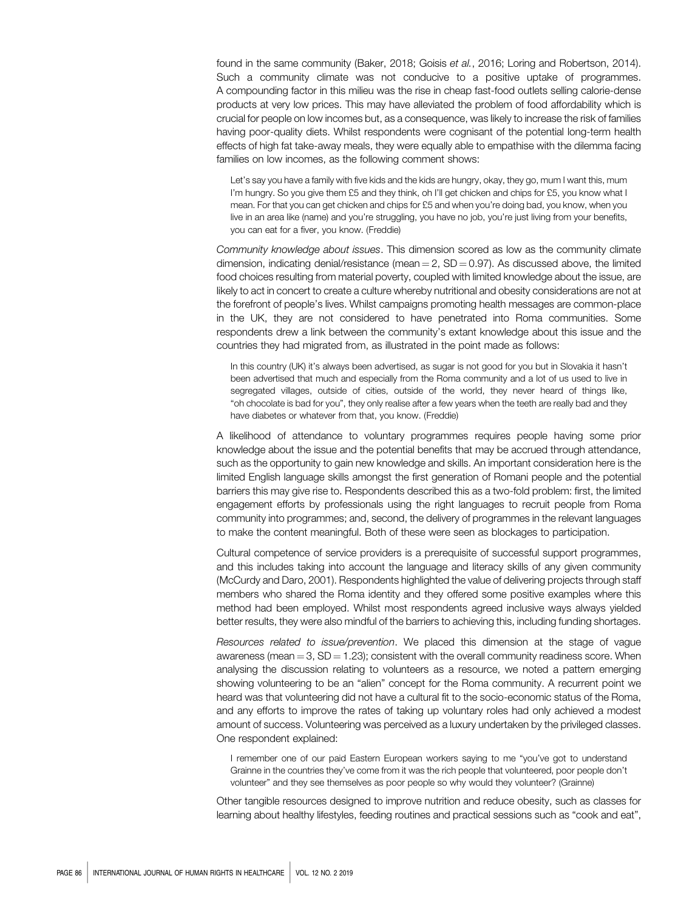found in the same community (Baker, 2018; Goisis *et al.*, 2016; Loring and Robertson, 2014). Such a community climate was not conducive to a positive uptake of programmes. A compounding factor in this milieu was the rise in cheap fast-food outlets selling calorie-dense products at very low prices. This may have alleviated the problem of food affordability which is crucial for people on low incomes but, as a consequence, was likely to increase the risk of families having poor-quality diets. Whilst respondents were cognisant of the potential long-term health effects of high fat take-away meals, they were equally able to empathise with the dilemma facing families on low incomes, as the following comment shows:

> Let's say you have a family with five kids and the kids are hungry, okay, they go, mum I want this, mum I'm hungry. So you give them £5 and they think, oh I'll get chicken and chips for £5, you know what I mean. For that you can get chicken and chips for £5 and when you're doing bad, you know, when you live in an area like (name) and you're struggling, you have no job, you're just living from your benefits, you can eat for a fiver, you know. (Freddie)

*Community knowledge about issues*. This dimension scored as low as the community climate dimension, indicating denial/resistance (mean = 2, SD = 0.97). As discussed above, the limited food choices resulting from material poverty, coupled with limited knowledge about the issue, are likely to act in concert to create a culture whereby nutritional and obesity considerations are not at the forefront of people's lives. Whilst campaigns promoting health messages are common-place in the UK, they are not considered to have penetrated into Roma communities. Some respondents drew a link between the community's extant knowledge about this issue and the countries they had migrated from, as illustrated in the point made as follows:

> In this country (UK) it's always been advertised, as sugar is not good for you but in Slovakia it hasn't been advertised that much and especially from the Roma community and a lot of us used to live in segregated villages, outside of cities, outside of the world, they never heard of things like, "oh chocolate is bad for you", they only realise after a few years when the teeth are really bad and they have diabetes or whatever from that, you know. (Freddie)

A likelihood of attendance to voluntary programmes requires people having some prior knowledge about the issue and the potential benefits that may be accrued through attendance, such as the opportunity to gain new knowledge and skills. An important consideration here is the limited English language skills amongst the first generation of Romani people and the potential barriers this may give rise to. Respondents described this as a two-fold problem: first, the limited engagement efforts by professionals using the right languages to recruit people from Roma community into programmes; and, second, the delivery of programmes in the relevant languages to make the content meaningful. Both of these were seen as blockages to participation.

Cultural competence of service providers is a prerequisite of successful support programmes, and this includes taking into account the language and literacy skills of any given community (McCurdy and Daro, 2001). Respondents highlighted the value of delivering projects through staff members who shared the Roma identity and they offered some positive examples where this method had been employed. Whilst most respondents agreed inclusive ways always yielded better results, they were also mindful of the barriers to achieving this, including funding shortages.

*Resources related to issue/prevention*. We placed this dimension at the stage of vague awareness (mean = 3, SD = 1.23); consistent with the overall community readiness score. When analysing the discussion relating to volunteers as a resource, we noted a pattern emerging showing volunteering to be an "alien" concept for the Roma community. A recurrent point we heard was that volunteering did not have a cultural fit to the socio-economic status of the Roma, and any efforts to improve the rates of taking up voluntary roles had only achieved a modest amount of success. Volunteering was perceived as a luxury undertaken by the privileged classes. One respondent explained:

> I remember one of our paid Eastern European workers saying to me "you've got to understand Grainne in the countries they've come from it was the rich people that volunteered, poor people don't volunteer" and they see themselves as poor people so why would they volunteer? (Grainne)

Other tangible resources designed to improve nutrition and reduce obesity, such as classes for learning about healthy lifestyles, feeding routines and practical sessions such as "cook and eat",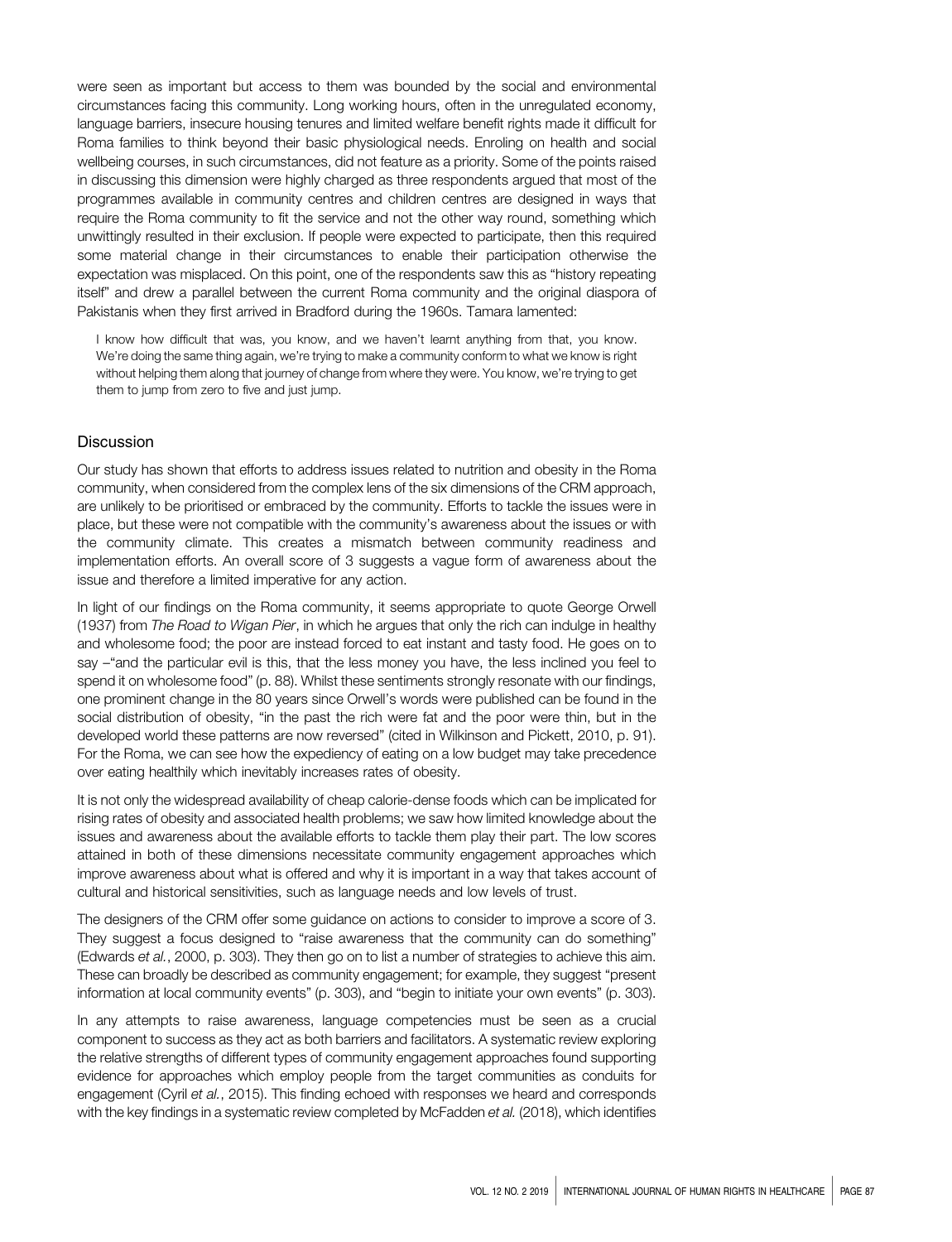were seen as important but access to them was bounded by the social and environmental circumstances facing this community. Long working hours, often in the unregulated economy, language barriers, insecure housing tenures and limited welfare benefit rights made it difficult for Roma families to think beyond their basic physiological needs. Enroling on health and social wellbeing courses, in such circumstances, did not feature as a priority. Some of the points raised in discussing this dimension were highly charged as three respondents argued that most of the programmes available in community centres and children centres are designed in ways that require the Roma community to fit the service and not the other way round, something which unwittingly resulted in their exclusion. If people were expected to participate, then this required some material change in their circumstances to enable their participation otherwise the expectation was misplaced. On this point, one of the respondents saw this as "history repeating itself" and drew a parallel between the current Roma community and the original diaspora of Pakistanis when they first arrived in Bradford during the 1960s. Tamara lamented:

> I know how difficult that was, you know, and we haven't learnt anything from that, you know. We're doing the same thing again, we're trying to make a community conform to what we know is right without helping them along that journey of change from where they were. You know, we're trying to get them to jump from zero to five and just jump.

## Discussion

Our study has shown that efforts to address issues related to nutrition and obesity in the Roma community, when considered from the complex lens of the six dimensions of the CRM approach, are unlikely to be prioritised or embraced by the community. Efforts to tackle the issues were in place, but these were not compatible with the community's awareness about the issues or with the community climate. This creates a mismatch between community readiness and implementation efforts. An overall score of 3 suggests a vague form of awareness about the issue and therefore a limited imperative for any action.

In light of our findings on the Roma community, it seems appropriate to quote George Orwell (1937) from *The Road to Wigan Pier*, in which he argues that only the rich can indulge in healthy and wholesome food; the poor are instead forced to eat instant and tasty food. He goes on to say –"and the particular evil is this, that the less money you have, the less inclined you feel to spend it on wholesome food" (p. 88). Whilst these sentiments strongly resonate with our findings, one prominent change in the 80 years since Orwell's words were published can be found in the social distribution of obesity, "in the past the rich were fat and the poor were thin, but in the developed world these patterns are now reversed" (cited in Wilkinson and Pickett, 2010, p. 91). For the Roma, we can see how the expediency of eating on a low budget may take precedence over eating healthily which inevitably increases rates of obesity.

It is not only the widespread availability of cheap calorie-dense foods which can be implicated for rising rates of obesity and associated health problems; we saw how limited knowledge about the issues and awareness about the available efforts to tackle them play their part. The low scores attained in both of these dimensions necessitate community engagement approaches which improve awareness about what is offered and why it is important in a way that takes account of cultural and historical sensitivities, such as language needs and low levels of trust.

The designers of the CRM offer some guidance on actions to consider to improve a score of 3. They suggest a focus designed to "raise awareness that the community can do something" (Edwards *et al.*, 2000, p. 303). They then go on to list a number of strategies to achieve this aim. These can broadly be described as community engagement; for example, they suggest "present information at local community events" (p. 303), and "begin to initiate your own events" (p. 303).

In any attempts to raise awareness, language competencies must be seen as a crucial component to success as they act as both barriers and facilitators. A systematic review exploring the relative strengths of different types of community engagement approaches found supporting evidence for approaches which employ people from the target communities as conduits for engagement (Cyril *et al.*, 2015). This finding echoed with responses we heard and corresponds with the key findings in a systematic review completed by McFadden *et al.* (2018), which identifies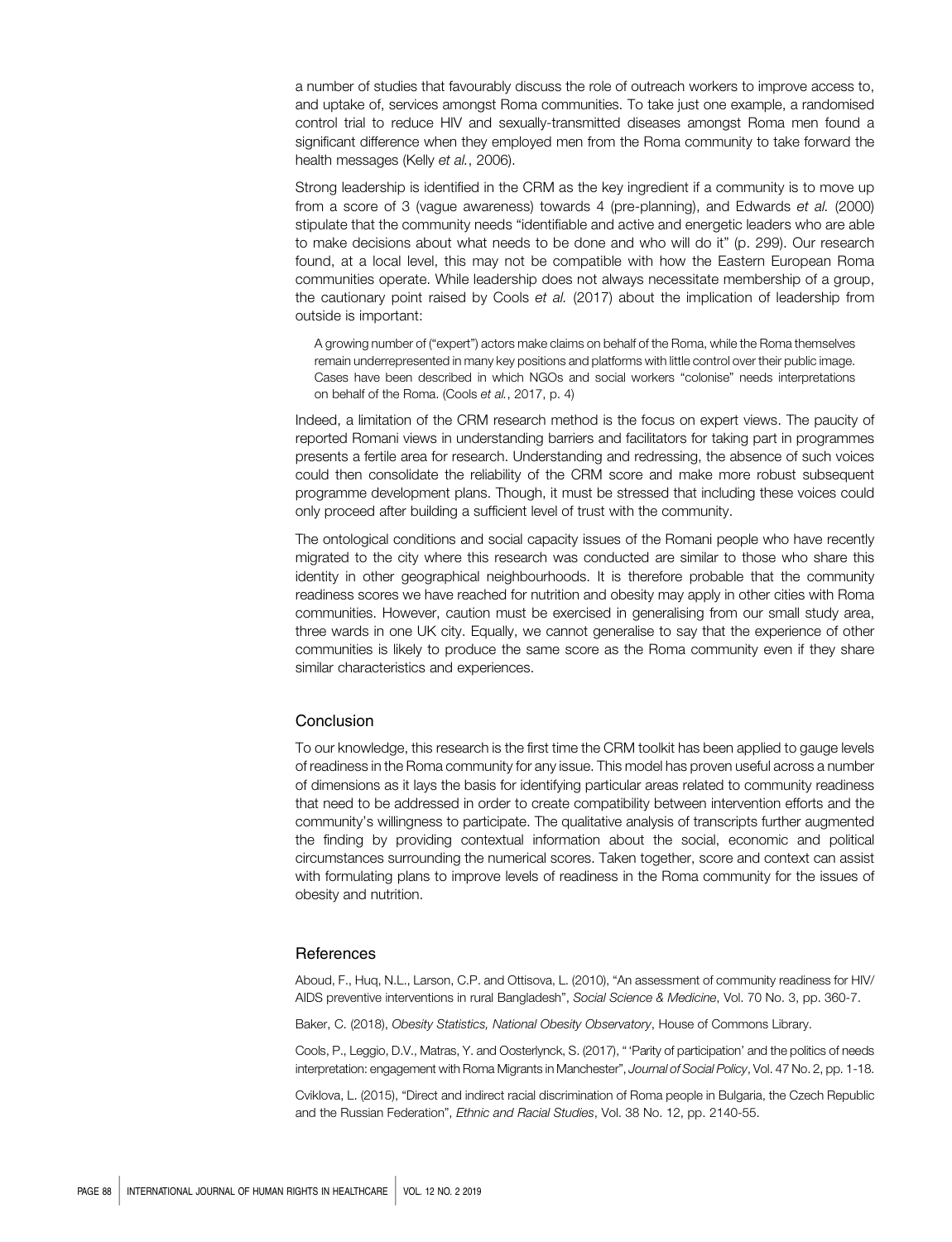a number of studies that favourably discuss the role of outreach workers to improve access to, and uptake of, services amongst Roma communities. To take just one example, a randomised control trial to reduce HIV and sexually-transmitted diseases amongst Roma men found a significant difference when they employed men from the Roma community to take forward the health messages (Kelly *et al.*, 2006).

Strong leadership is identified in the CRM as the key ingredient if a community is to move up from a score of 3 (vague awareness) towards 4 (pre-planning), and Edwards *et al.* (2000) stipulate that the community needs "identifiable and active and energetic leaders who are able to make decisions about what needs to be done and who will do it" (p. 299). Our research found, at a local level, this may not be compatible with how the Eastern European Roma communities operate. While leadership does not always necessitate membership of a group, the cautionary point raised by Cools *et al.* (2017) about the implication of leadership from outside is important:

> A growing number of ("expert") actors make claims on behalf of the Roma, while the Roma themselves remain underrepresented in many key positions and platforms with little control over their public image. Cases have been described in which NGOs and social workers "colonise" needs interpretations on behalf of the Roma. (Cools *et al.*, 2017, p. 4)

Indeed, a limitation of the CRM research method is the focus on expert views. The paucity of reported Romani views in understanding barriers and facilitators for taking part in programmes presents a fertile area for research. Understanding and redressing, the absence of such voices could then consolidate the reliability of the CRM score and make more robust subsequent programme development plans. Though, it must be stressed that including these voices could only proceed after building a sufficient level of trust with the community.

The ontological conditions and social capacity issues of the Romani people who have recently migrated to the city where this research was conducted are similar to those who share this identity in other geographical neighbourhoods. It is therefore probable that the community readiness scores we have reached for nutrition and obesity may apply in other cities with Roma communities. However, caution must be exercised in generalising from our small study area, three wards in one UK city. Equally, we cannot generalise to say that the experience of other communities is likely to produce the same score as the Roma community even if they share similar characteristics and experiences.

## Conclusion

To our knowledge, this research is the first time the CRM toolkit has been applied to gauge levels of readiness in the Roma community for any issue. This model has proven useful across a number of dimensions as it lays the basis for identifying particular areas related to community readiness that need to be addressed in order to create compatibility between intervention efforts and the community's willingness to participate. The qualitative analysis of transcripts further augmented the finding by providing contextual information about the social, economic and political circumstances surrounding the numerical scores. Taken together, score and context can assist with formulating plans to improve levels of readiness in the Roma community for the issues of obesity and nutrition.

## References

Aboud, F., Huq, N.L., Larson, C.P. and Ottisova, L. (2010), "An assessment of community readiness for HIV/AIDS preventive interventions in rural Bangladesh", *Social Science & Medicine*, Vol. 70 No. 3, pp. 360-7.

Baker, C. (2018), *Obesity Statistics, National Obesity Observatory*, House of Commons Library.

Cools, P., Leggio, D.V., Matras, Y. and Oosterlynck, S. (2017), "'Parity of participation' and the politics of needs interpretation: engagement with Roma Migrants in Manchester", *Journal of Social Policy*, Vol. 47 No. 2, pp. 1-18.

Cviklova, L. (2015), "Direct and indirect racial discrimination of Roma people in Bulgaria, the Czech Republic and the Russian Federation", *Ethnic and Racial Studies*, Vol. 38 No. 12, pp. 2140-55.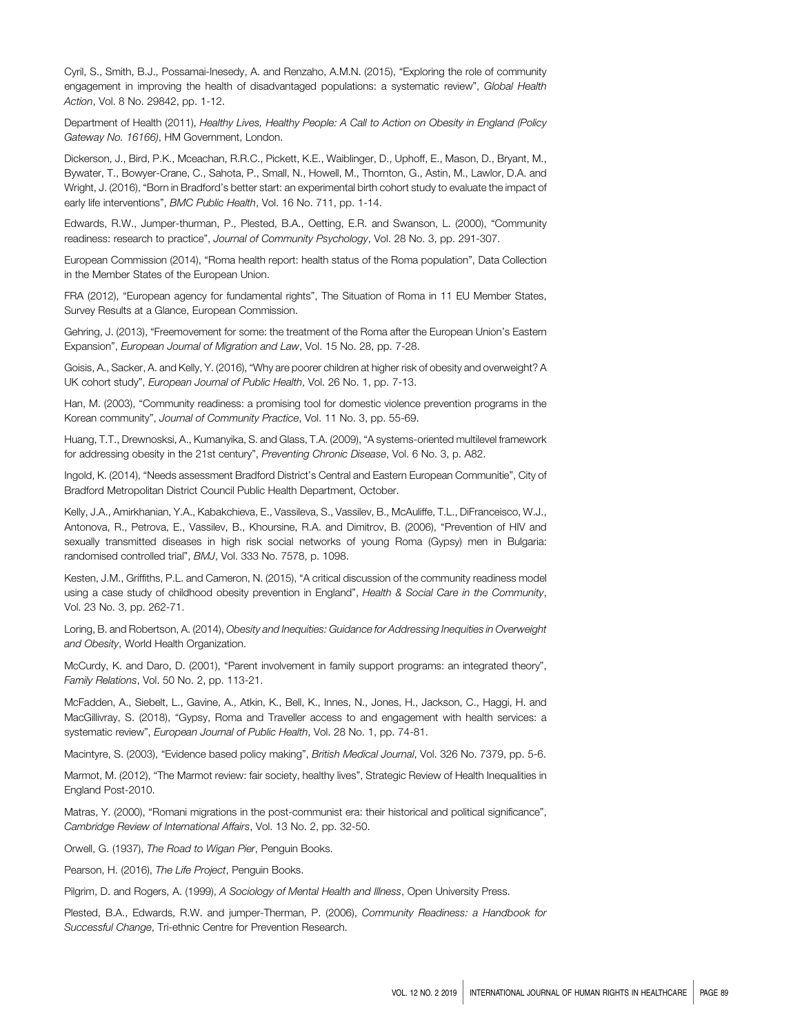Cyril, S., Smith, B.J., Possamai-Inesedy, A. and Renzaho, A.M.N. (2015), "Exploring the role of community engagement in improving the health of disadvantaged populations: a systematic review", *Global Health Action*, Vol. 8 No. 29842, pp. 1-12.

Department of Health (2011), *Healthy Lives, Healthy People: A Call to Action on Obesity in England (Policy Gateway No. 16166)*, HM Government, London.

Dickerson, J., Bird, P.K., Mceachan, R.R.C., Pickett, K.E., Waiblinger, D., Uphoff, E., Mason, D., Bryant, M., Bywater, T., Bowyer-Crane, C., Sahota, P., Small, N., Howell, M., Thornton, G., Astin, M., Lawlor, D.A. and Wright, J. (2016), "Born in Bradford's better start: an experimental birth cohort study to evaluate the impact of early life interventions", *BMC Public Health*, Vol. 16 No. 711, pp. 1-14.

Edwards, R.W., Jumper-thurman, P., Plested, B.A., Oetting, E.R. and Swanson, L. (2000), "Community readiness: research to practice", *Journal of Community Psychology*, Vol. 28 No. 3, pp. 291-307.

European Commission (2014), "Roma health report: health status of the Roma population", Data Collection in the Member States of the European Union.

FRA (2012), "European agency for fundamental rights", The Situation of Roma in 11 EU Member States, Survey Results at a Glance, European Commission.

Gehring, J. (2013), "Freemovement for some: the treatment of the Roma after the European Union's Eastern Expansion", *European Journal of Migration and Law*, Vol. 15 No. 28, pp. 7-28.

Goisis, A., Sacker, A. and Kelly, Y. (2016), "Why are poorer children at higher risk of obesity and overweight? A UK cohort study", *European Journal of Public Health*, Vol. 26 No. 1, pp. 7-13.

Han, M. (2003), "Community readiness: a promising tool for domestic violence prevention programs in the Korean community", *Journal of Community Practice*, Vol. 11 No. 3, pp. 55-69.

Huang, T.T., Drewnosksi, A., Kumanyika, S. and Glass, T.A. (2009), "A systems-oriented multilevel framework for addressing obesity in the 21st century", *Preventing Chronic Disease*, Vol. 6 No. 3, p. A82.

Ingold, K. (2014), "Needs assessment Bradford District's Central and Eastern European Communitie", City of Bradford Metropolitan District Council Public Health Department, October.

Kelly, J.A., Amirkhanian, Y.A., Kabakchieva, E., Vassileva, S., Vassilev, B., McAuliffe, T.L., DiFranceisco, W.J., Antonova, R., Petrova, E., Vassilev, B., Khoursine, R.A. and Dimitrov, B. (2006), "Prevention of HIV and sexually transmitted diseases in high risk social networks of young Roma (Gypsy) men in Bulgaria: randomised controlled trial", *BMJ*, Vol. 333 No. 7578, p. 1098.

Kesten, J.M., Griffiths, P.L. and Cameron, N. (2015), "A critical discussion of the community readiness model using a case study of childhood obesity prevention in England", *Health & Social Care in the Community*, Vol. 23 No. 3, pp. 262-71.

Loring, B. and Robertson, A. (2014), *Obesity and Inequities: Guidance for Addressing Inequities in Overweight and Obesity*, World Health Organization.

McCurdy, K. and Daro, D. (2001), "Parent involvement in family support programs: an integrated theory", *Family Relations*, Vol. 50 No. 2, pp. 113-21.

McFadden, A., Siebelt, L., Gavine, A., Atkin, K., Bell, K., Innes, N., Jones, H., Jackson, C., Haggi, H. and MacGillivray, S. (2018), "Gypsy, Roma and Traveller access to and engagement with health services: a systematic review", *European Journal of Public Health*, Vol. 28 No. 1, pp. 74-81.

Macintyre, S. (2003), "Evidence based policy making", *British Medical Journal*, Vol. 326 No. 7379, pp. 5-6.

Marmot, M. (2012), "The Marmot review: fair society, healthy lives", Strategic Review of Health Inequalities in England Post-2010.

Matras, Y. (2000), "Romani migrations in the post-communist era: their historical and political significance", *Cambridge Review of International Affairs*, Vol. 13 No. 2, pp. 32-50.

Orwell, G. (1937), *The Road to Wigan Pier*, Penguin Books.

Pearson, H. (2016), *The Life Project*, Penguin Books.

Pilgrim, D. and Rogers, A. (1999), *A Sociology of Mental Health and Illness*, Open University Press.

Plested, B.A., Edwards, R.W. and jumper-Therman, P. (2006), *Community Readiness: a Handbook for Successful Change*, Tri-ethnic Centre for Prevention Research.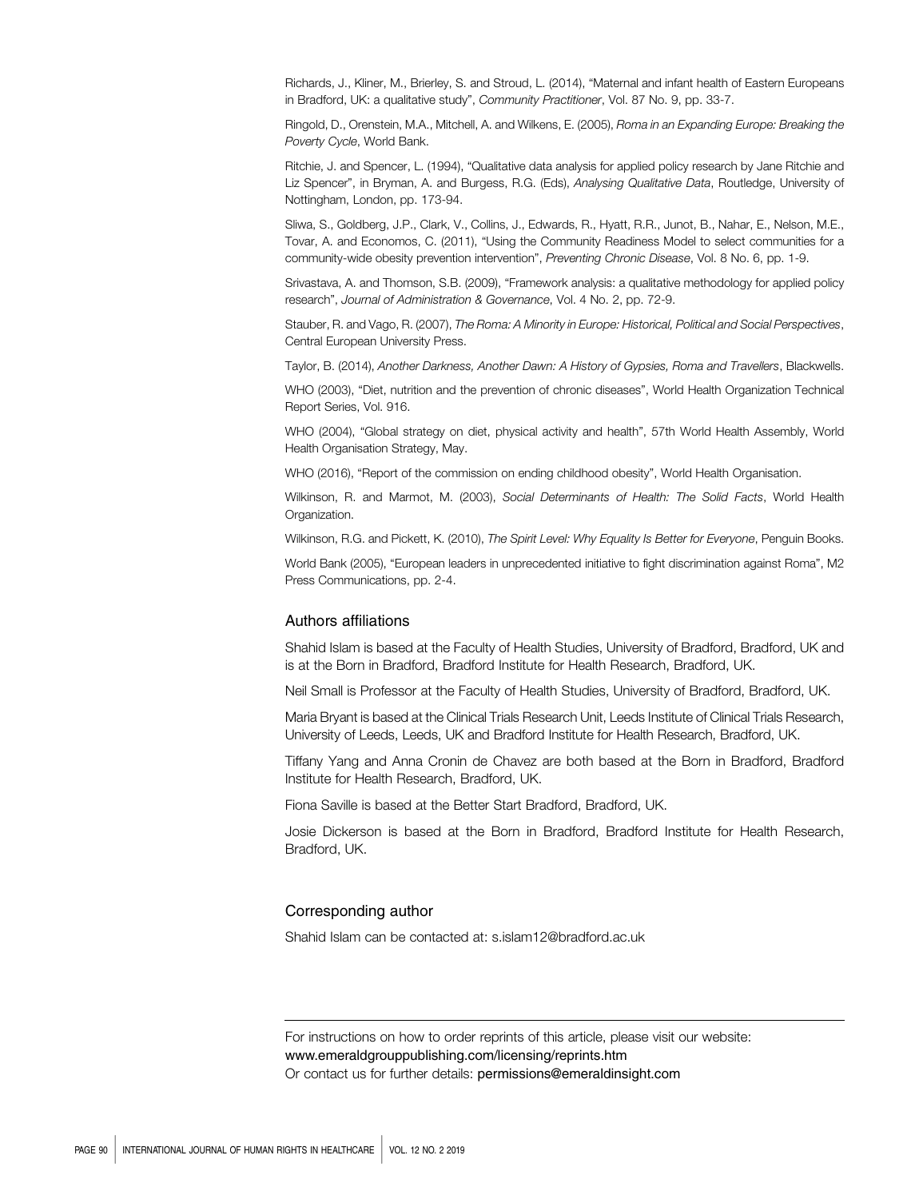Richards, J., Kliner, M., Brierley, S. and Stroud, L. (2014), "Maternal and infant health of Eastern Europeans in Bradford, UK: a qualitative study", *Community Practitioner*, Vol. 87 No. 9, pp. 33-7.

Ringold, D., Orenstein, M.A., Mitchell, A. and Wilkens, E. (2005), *Roma in an Expanding Europe: Breaking the Poverty Cycle*, World Bank.

Ritchie, J. and Spencer, L. (1994), "Qualitative data analysis for applied policy research by Jane Ritchie and Liz Spencer", in Bryman, A. and Burgess, R.G. (Eds), *Analysing Qualitative Data*, Routledge, University of Nottingham, London, pp. 173-94.

Sliwa, S., Goldberg, J.P., Clark, V., Collins, J., Edwards, R., Hyatt, R.R., Junot, B., Nahar, E., Nelson, M.E., Tovar, A. and Economos, C. (2011), "Using the Community Readiness Model to select communities for a community-wide obesity prevention intervention", *Preventing Chronic Disease*, Vol. 8 No. 6, pp. 1-9.

Srivastava, A. and Thomson, S.B. (2009), "Framework analysis: a qualitative methodology for applied policy research", *Journal of Administration & Governance*, Vol. 4 No. 2, pp. 72-9.

Stauber, R. and Vago, R. (2007), *The Roma: A Minority in Europe: Historical, Political and Social Perspectives*, Central European University Press.

Taylor, B. (2014), *Another Darkness, Another Dawn: A History of Gypsies, Roma and Travellers*, Blackwells.

WHO (2003), "Diet, nutrition and the prevention of chronic diseases", World Health Organization Technical Report Series, Vol. 916.

WHO (2004), "Global strategy on diet, physical activity and health", 57th World Health Assembly, World Health Organisation Strategy, May.

WHO (2016), "Report of the commission on ending childhood obesity", World Health Organisation.

Wilkinson, R. and Marmot, M. (2003), *Social Determinants of Health: The Solid Facts*, World Health Organization.

Wilkinson, R.G. and Pickett, K. (2010), *The Spirit Level: Why Equality Is Better for Everyone*, Penguin Books.

World Bank (2005), "European leaders in unprecedented initiative to fight discrimination against Roma", M2 Press Communications, pp. 2-4.

## Authors affiliations

Shahid Islam is based at the Faculty of Health Studies, University of Bradford, Bradford, UK and is at the Born in Bradford, Bradford Institute for Health Research, Bradford, UK.

Neil Small is Professor at the Faculty of Health Studies, University of Bradford, Bradford, UK.

Maria Bryant is based at the Clinical Trials Research Unit, Leeds Institute of Clinical Trials Research, University of Leeds, Leeds, UK and Bradford Institute for Health Research, Bradford, UK.

Tiffany Yang and Anna Cronin de Chavez are both based at the Born in Bradford, Bradford Institute for Health Research, Bradford, UK.

Fiona Saville is based at the Better Start Bradford, Bradford, UK.

Josie Dickerson is based at the Born in Bradford, Bradford Institute for Health Research, Bradford, UK.

## Corresponding author

Shahid Islam can be contacted at: s.islam12@bradford.ac.uk

---

For instructions on how to order reprints of this article, please visit our website:
www.emeraldgrouppublishing.com/licensing/reprints.htm
Or contact us for further details: permissions@emeraldinsight.com